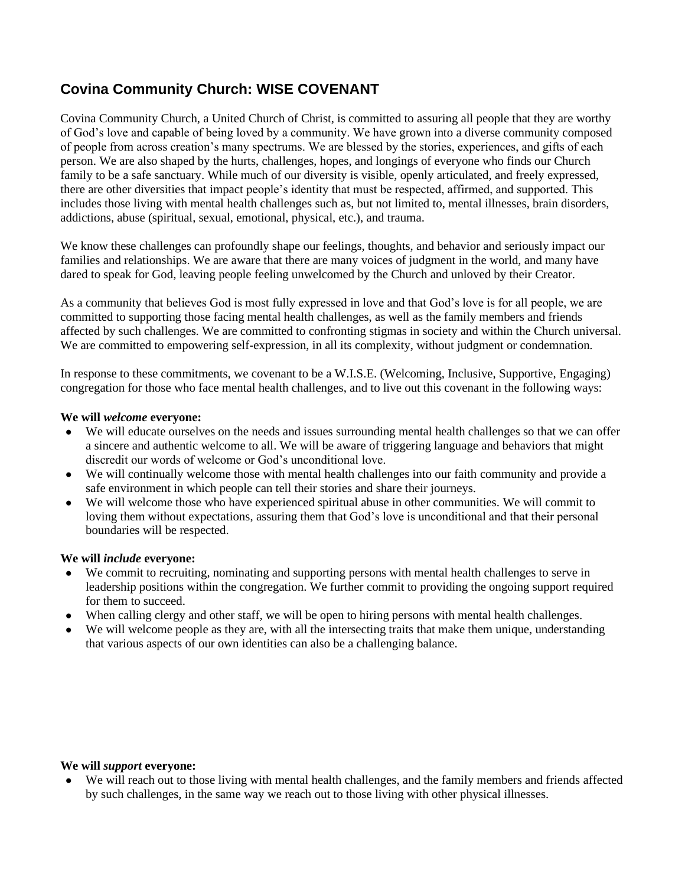## Covina Community Church: WISE COVENANT

Covina Community Church, a United Church of Christ, is committed to assuring all people that they are worthy of God's love and capable of being loved by a community. We have grown into a diverse community composed of people from across creation's many spectrums. We are blessed by the stories, experiences, and gifts of each person. We are also shaped by the hurts, challenges, hopes, and longings of everyone who finds our Church family to be a safe sanctuary. While much of our diversity is visible, openly articulated, and freely expressed, there are other diversities that impact people's identity that must be respected, affirmed, and supported. This includes those living with mental health challenges such as, but not limited to, mental illnesses, brain disorders, addictions, abuse (spiritual, sexual, emotional, physical, etc.), and trauma.

We know these challenges can profoundly shape our feelings, thoughts, and behavior and seriously impact our families and relationships. We are aware that there are many voices of judgment in the world, and many have dared to speak for God, leaving people feeling unwelcomed by the Church and unloved by their Creator.

As a community that believes God is most fully expressed in love and that God's love is for all people, we are committed to supporting those facing mental health challenges, as well as the family members and friends affected by such challenges. We are committed to confronting stigmas in society and within the Church universal. We are committed to empowering self-expression, in all its complexity, without judgment or condemnation.

In response to these commitments, we covenant to be a W.I.S.E. (Welcoming, Inclusive, Supportive, Engaging) congregation for those who face mental health challenges, and to live out this covenant in the following ways:

**We will *welcome* everyone:**

- We will educate ourselves on the needs and issues surrounding mental health challenges so that we can offer a sincere and authentic welcome to all. We will be aware of triggering language and behaviors that might discredit our words of welcome or God's unconditional love.
- We will continually welcome those with mental health challenges into our faith community and provide a safe environment in which people can tell their stories and share their journeys.
- We will welcome those who have experienced spiritual abuse in other communities. We will commit to loving them without expectations, assuring them that God's love is unconditional and that their personal boundaries will be respected.

**We will *include* everyone:**

- We commit to recruiting, nominating and supporting persons with mental health challenges to serve in leadership positions within the congregation. We further commit to providing the ongoing support required for them to succeed.
- When calling clergy and other staff, we will be open to hiring persons with mental health challenges.
- We will welcome people as they are, with all the intersecting traits that make them unique, understanding that various aspects of our own identities can also be a challenging balance.

**We will *support* everyone:**

- We will reach out to those living with mental health challenges, and the family members and friends affected by such challenges, in the same way we reach out to those living with other physical illnesses.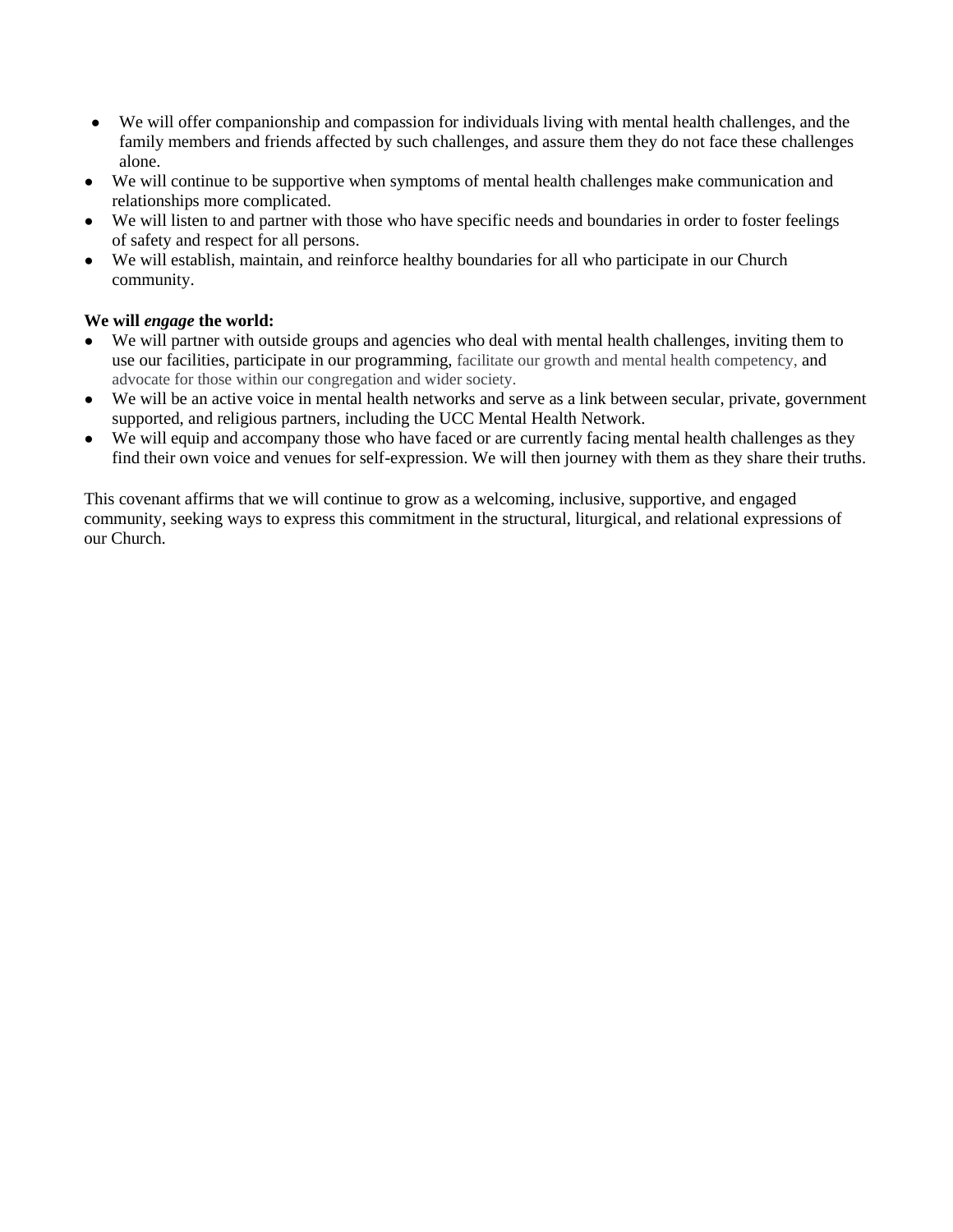- We will offer companionship and compassion for individuals living with mental health challenges, and the family members and friends affected by such challenges, and assure them they do not face these challenges alone.
- We will continue to be supportive when symptoms of mental health challenges make communication and relationships more complicated.
- We will listen to and partner with those who have specific needs and boundaries in order to foster feelings of safety and respect for all persons.
- We will establish, maintain, and reinforce healthy boundaries for all who participate in our Church community.

**We will *engage* the world:**

- We will partner with outside groups and agencies who deal with mental health challenges, inviting them to use our facilities, participate in our programming, facilitate our growth and mental health competency, and advocate for those within our congregation and wider society.
- We will be an active voice in mental health networks and serve as a link between secular, private, government supported, and religious partners, including the UCC Mental Health Network.
- We will equip and accompany those who have faced or are currently facing mental health challenges as they find their own voice and venues for self-expression. We will then journey with them as they share their truths.

This covenant affirms that we will continue to grow as a welcoming, inclusive, supportive, and engaged community, seeking ways to express this commitment in the structural, liturgical, and relational expressions of our Church.